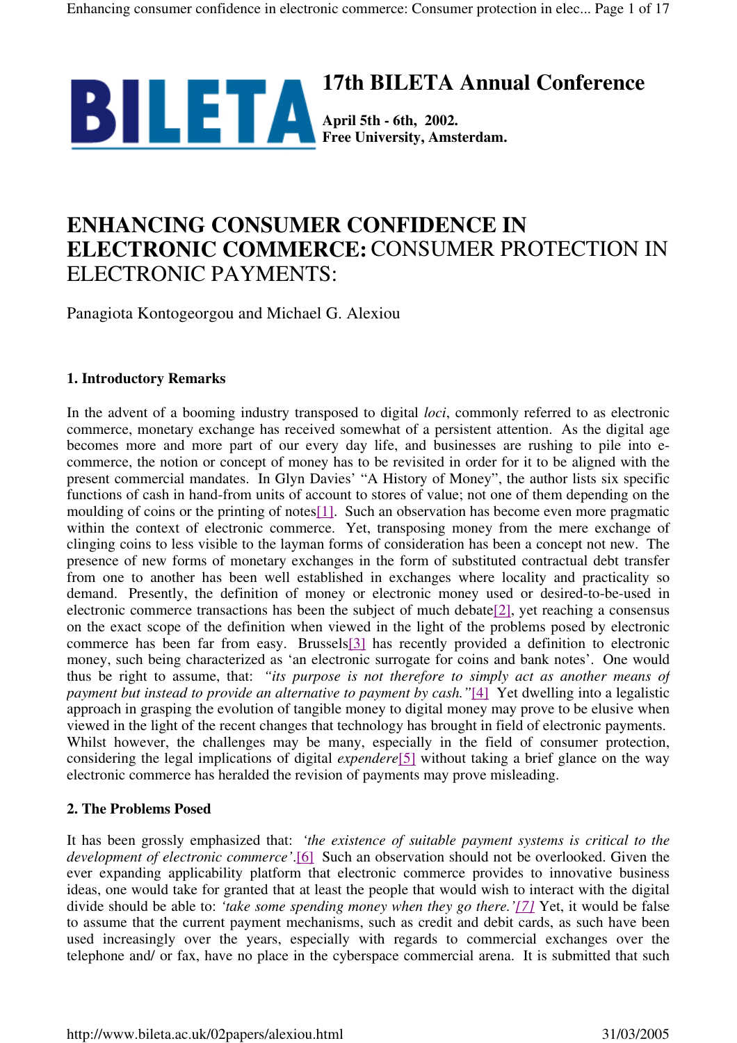BILETA

**17th BILETA Annual Conference**

**April 5th - 6th, 2002.**
**Free University, Amsterdam.**

# ENHANCING CONSUMER CONFIDENCE IN ELECTRONIC COMMERCE: CONSUMER PROTECTION IN ELECTRONIC PAYMENTS:

Panagiota Kontogeorgou and Michael G. Alexiou

## 1. Introductory Remarks

In the advent of a booming industry transposed to digital *loci*, commonly referred to as electronic commerce, monetary exchange has received somewhat of a persistent attention. As the digital age becomes more and more part of our every day life, and businesses are rushing to pile into e-commerce, the notion or concept of money has to be revisited in order for it to be aligned with the present commercial mandates. In Glyn Davies' "A History of Money", the author lists six specific functions of cash in hand-from units of account to stores of value; not one of them depending on the moulding of coins or the printing of notes[1]. Such an observation has become even more pragmatic within the context of electronic commerce. Yet, transposing money from the mere exchange of clinging coins to less visible to the layman forms of consideration has been a concept not new. The presence of new forms of monetary exchanges in the form of substituted contractual debt transfer from one to another has been well established in exchanges where locality and practicality so demand. Presently, the definition of money or electronic money used or desired-to-be-used in electronic commerce transactions has been the subject of much debate[2], yet reaching a consensus on the exact scope of the definition when viewed in the light of the problems posed by electronic commerce has been far from easy. Brussels[3] has recently provided a definition to electronic money, such being characterized as 'an electronic surrogate for coins and bank notes'. One would thus be right to assume, that: *"its purpose is not therefore to simply act as another means of payment but instead to provide an alternative to payment by cash."*[4] Yet dwelling into a legalistic approach in grasping the evolution of tangible money to digital money may prove to be elusive when viewed in the light of the recent changes that technology has brought in field of electronic payments. Whilst however, the challenges may be many, especially in the field of consumer protection, considering the legal implications of digital *expendere*[5] without taking a brief glance on the way electronic commerce has heralded the revision of payments may prove misleading.

## 2. The Problems Posed

It has been grossly emphasized that: *'the existence of suitable payment systems is critical to the development of electronic commerce'*.[6] Such an observation should not be overlooked. Given the ever expanding applicability platform that electronic commerce provides to innovative business ideas, one would take for granted that at least the people that would wish to interact with the digital divide should be able to: *'take some spending money when they go there.'*[7] Yet, it would be false to assume that the current payment mechanisms, such as credit and debit cards, as such have been used increasingly over the years, especially with regards to commercial exchanges over the telephone and/ or fax, have no place in the cyberspace commercial arena. It is submitted that such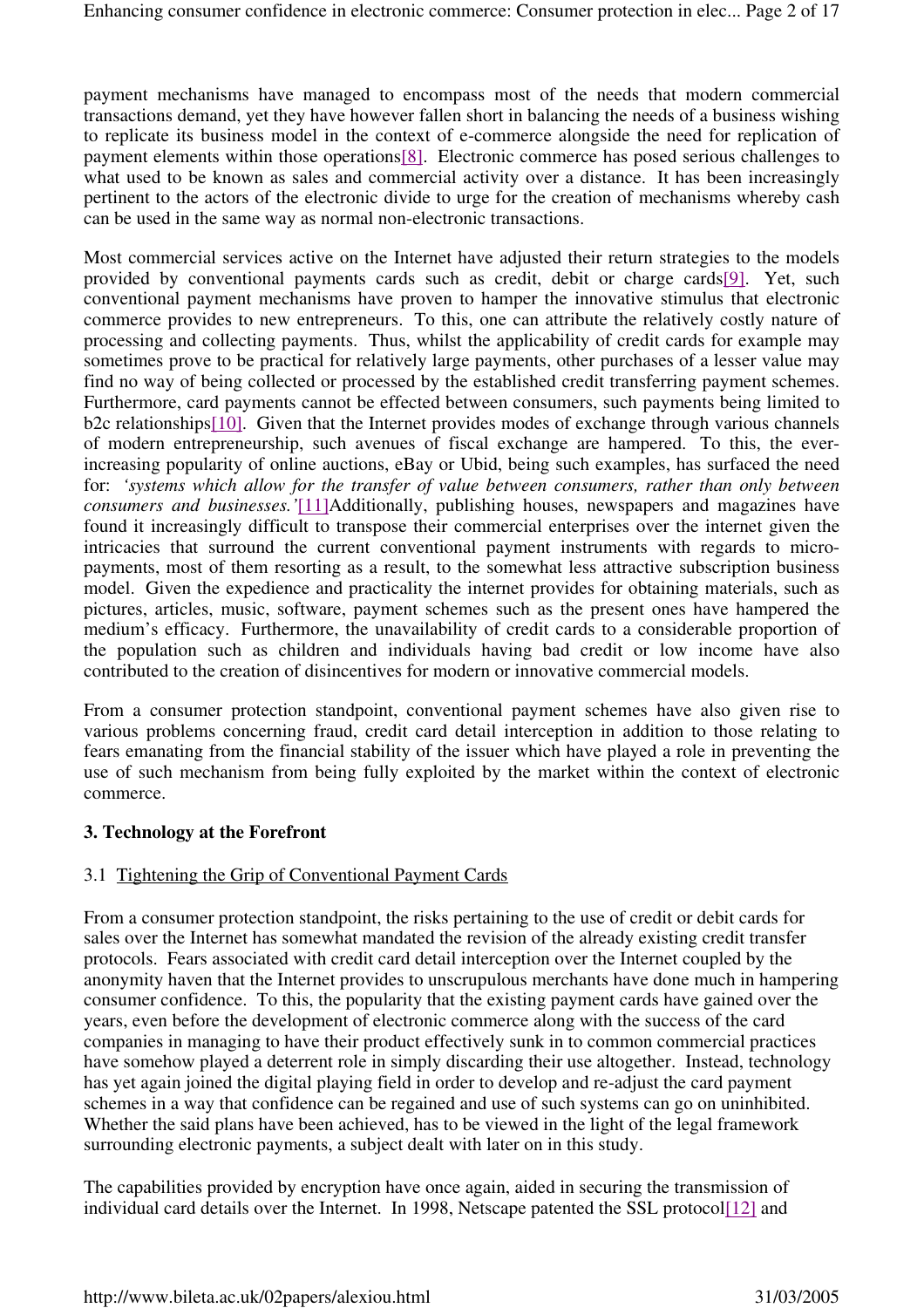payment mechanisms have managed to encompass most of the needs that modern commercial transactions demand, yet they have however fallen short in balancing the needs of a business wishing to replicate its business model in the context of e-commerce alongside the need for replication of payment elements within those operations[8]. Electronic commerce has posed serious challenges to what used to be known as sales and commercial activity over a distance. It has been increasingly pertinent to the actors of the electronic divide to urge for the creation of mechanisms whereby cash can be used in the same way as normal non-electronic transactions.

Most commercial services active on the Internet have adjusted their return strategies to the models provided by conventional payments cards such as credit, debit or charge cards[9]. Yet, such conventional payment mechanisms have proven to hamper the innovative stimulus that electronic commerce provides to new entrepreneurs. To this, one can attribute the relatively costly nature of processing and collecting payments. Thus, whilst the applicability of credit cards for example may sometimes prove to be practical for relatively large payments, other purchases of a lesser value may find no way of being collected or processed by the established credit transferring payment schemes. Furthermore, card payments cannot be effected between consumers, such payments being limited to b2c relationships[10]. Given that the Internet provides modes of exchange through various channels of modern entrepreneurship, such avenues of fiscal exchange are hampered. To this, the ever-increasing popularity of online auctions, eBay or Ubid, being such examples, has surfaced the need for: *'systems which allow for the transfer of value between consumers, rather than only between consumers and businesses.'*[11]Additionally, publishing houses, newspapers and magazines have found it increasingly difficult to transpose their commercial enterprises over the internet given the intricacies that surround the current conventional payment instruments with regards to micro-payments, most of them resorting as a result, to the somewhat less attractive subscription business model. Given the expedience and practicality the internet provides for obtaining materials, such as pictures, articles, music, software, payment schemes such as the present ones have hampered the medium's efficacy. Furthermore, the unavailability of credit cards to a considerable proportion of the population such as children and individuals having bad credit or low income have also contributed to the creation of disincentives for modern or innovative commercial models.

From a consumer protection standpoint, conventional payment schemes have also given rise to various problems concerning fraud, credit card detail interception in addition to those relating to fears emanating from the financial stability of the issuer which have played a role in preventing the use of such mechanism from being fully exploited by the market within the context of electronic commerce.

## 3. Technology at the Forefront

### 3.1 Tightening the Grip of Conventional Payment Cards

From a consumer protection standpoint, the risks pertaining to the use of credit or debit cards for sales over the Internet has somewhat mandated the revision of the already existing credit transfer protocols. Fears associated with credit card detail interception over the Internet coupled by the anonymity haven that the Internet provides to unscrupulous merchants have done much in hampering consumer confidence. To this, the popularity that the existing payment cards have gained over the years, even before the development of electronic commerce along with the success of the card companies in managing to have their product effectively sunk in to common commercial practices have somehow played a deterrent role in simply discarding their use altogether. Instead, technology has yet again joined the digital playing field in order to develop and re-adjust the card payment schemes in a way that confidence can be regained and use of such systems can go on uninhibited. Whether the said plans have been achieved, has to be viewed in the light of the legal framework surrounding electronic payments, a subject dealt with later on in this study.

The capabilities provided by encryption have once again, aided in securing the transmission of individual card details over the Internet. In 1998, Netscape patented the SSL protocol[12] and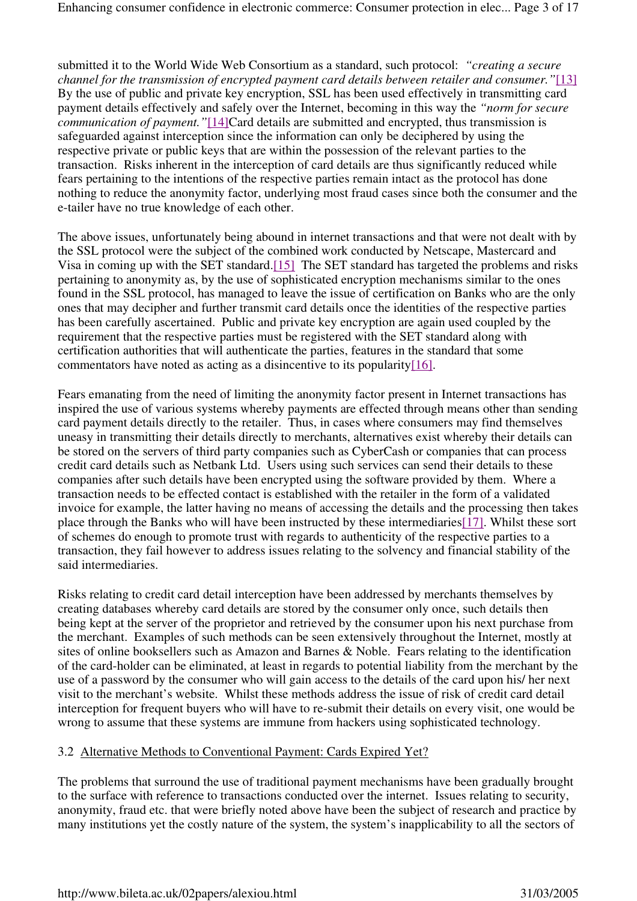submitted it to the World Wide Web Consortium as a standard, such protocol: *"creating a secure channel for the transmission of encrypted payment card details between retailer and consumer."*[13] By the use of public and private key encryption, SSL has been used effectively in transmitting card payment details effectively and safely over the Internet, becoming in this way the *"norm for secure communication of payment."*[14]Card details are submitted and encrypted, thus transmission is safeguarded against interception since the information can only be deciphered by using the respective private or public keys that are within the possession of the relevant parties to the transaction. Risks inherent in the interception of card details are thus significantly reduced while fears pertaining to the intentions of the respective parties remain intact as the protocol has done nothing to reduce the anonymity factor, underlying most fraud cases since both the consumer and the e-tailer have no true knowledge of each other.

The above issues, unfortunately being abound in internet transactions and that were not dealt with by the SSL protocol were the subject of the combined work conducted by Netscape, Mastercard and Visa in coming up with the SET standard.[15] The SET standard has targeted the problems and risks pertaining to anonymity as, by the use of sophisticated encryption mechanisms similar to the ones found in the SSL protocol, has managed to leave the issue of certification on Banks who are the only ones that may decipher and further transmit card details once the identities of the respective parties has been carefully ascertained. Public and private key encryption are again used coupled by the requirement that the respective parties must be registered with the SET standard along with certification authorities that will authenticate the parties, features in the standard that some commentators have noted as acting as a disincentive to its popularity[16].

Fears emanating from the need of limiting the anonymity factor present in Internet transactions has inspired the use of various systems whereby payments are effected through means other than sending card payment details directly to the retailer. Thus, in cases where consumers may find themselves uneasy in transmitting their details directly to merchants, alternatives exist whereby their details can be stored on the servers of third party companies such as CyberCash or companies that can process credit card details such as Netbank Ltd. Users using such services can send their details to these companies after such details have been encrypted using the software provided by them. Where a transaction needs to be effected contact is established with the retailer in the form of a validated invoice for example, the latter having no means of accessing the details and the processing then takes place through the Banks who will have been instructed by these intermediaries[17]. Whilst these sort of schemes do enough to promote trust with regards to authenticity of the respective parties to a transaction, they fail however to address issues relating to the solvency and financial stability of the said intermediaries.

Risks relating to credit card detail interception have been addressed by merchants themselves by creating databases whereby card details are stored by the consumer only once, such details then being kept at the server of the proprietor and retrieved by the consumer upon his next purchase from the merchant. Examples of such methods can be seen extensively throughout the Internet, mostly at sites of online booksellers such as Amazon and Barnes & Noble. Fears relating to the identification of the card-holder can be eliminated, at least in regards to potential liability from the merchant by the use of a password by the consumer who will gain access to the details of the card upon his/ her next visit to the merchant's website. Whilst these methods address the issue of risk of credit card detail interception for frequent buyers who will have to re-submit their details on every visit, one would be wrong to assume that these systems are immune from hackers using sophisticated technology.

### 3.2 Alternative Methods to Conventional Payment: Cards Expired Yet?

The problems that surround the use of traditional payment mechanisms have been gradually brought to the surface with reference to transactions conducted over the internet. Issues relating to security, anonymity, fraud etc. that were briefly noted above have been the subject of research and practice by many institutions yet the costly nature of the system, the system's inapplicability to all the sectors of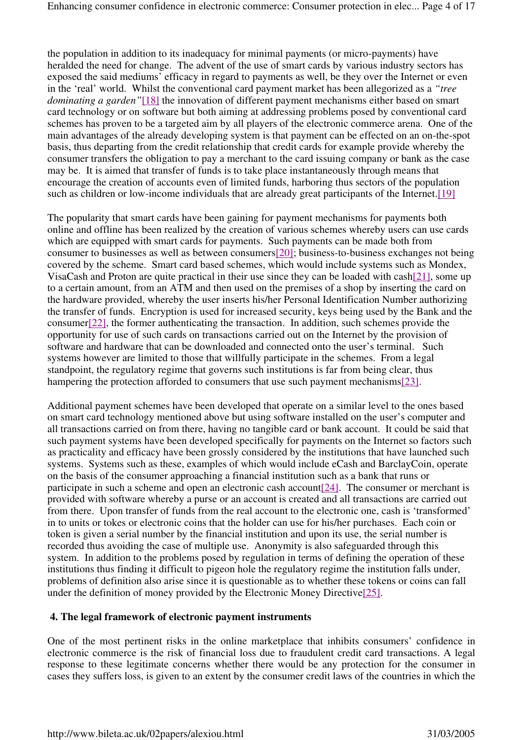the population in addition to its inadequacy for minimal payments (or micro-payments) have heralded the need for change. The advent of the use of smart cards by various industry sectors has exposed the said mediums' efficacy in regard to payments as well, be they over the Internet or even in the 'real' world. Whilst the conventional card payment market has been allegorized as a *"tree dominating a garden"*[18] the innovation of different payment mechanisms either based on smart card technology or on software but both aiming at addressing problems posed by conventional card schemes has proven to be a targeted aim by all players of the electronic commerce arena. One of the main advantages of the already developing system is that payment can be effected on an on-the-spot basis, thus departing from the credit relationship that credit cards for example provide whereby the consumer transfers the obligation to pay a merchant to the card issuing company or bank as the case may be. It is aimed that transfer of funds is to take place instantaneously through means that encourage the creation of accounts even of limited funds, harboring thus sectors of the population such as children or low-income individuals that are already great participants of the Internet.[19]

The popularity that smart cards have been gaining for payment mechanisms for payments both online and offline has been realized by the creation of various schemes whereby users can use cards which are equipped with smart cards for payments. Such payments can be made both from consumer to businesses as well as between consumers[20]; business-to-business exchanges not being covered by the scheme. Smart card based schemes, which would include systems such as Mondex, VisaCash and Proton are quite practical in their use since they can be loaded with cash[21], some up to a certain amount, from an ATM and then used on the premises of a shop by inserting the card on the hardware provided, whereby the user inserts his/her Personal Identification Number authorizing the transfer of funds. Encryption is used for increased security, keys being used by the Bank and the consumer[22], the former authenticating the transaction. In addition, such schemes provide the opportunity for use of such cards on transactions carried out on the Internet by the provision of software and hardware that can be downloaded and connected onto the user's terminal. Such systems however are limited to those that willfully participate in the schemes. From a legal standpoint, the regulatory regime that governs such institutions is far from being clear, thus hampering the protection afforded to consumers that use such payment mechanisms[23].

Additional payment schemes have been developed that operate on a similar level to the ones based on smart card technology mentioned above but using software installed on the user's computer and all transactions carried on from there, having no tangible card or bank account. It could be said that such payment systems have been developed specifically for payments on the Internet so factors such as practicality and efficacy have been grossly considered by the institutions that have launched such systems. Systems such as these, examples of which would include eCash and BarclayCoin, operate on the basis of the consumer approaching a financial institution such as a bank that runs or participate in such a scheme and open an electronic cash account[24]. The consumer or merchant is provided with software whereby a purse or an account is created and all transactions are carried out from there. Upon transfer of funds from the real account to the electronic one, cash is 'transformed' in to units or tokes or electronic coins that the holder can use for his/her purchases. Each coin or token is given a serial number by the financial institution and upon its use, the serial number is recorded thus avoiding the case of multiple use. Anonymity is also safeguarded through this system. In addition to the problems posed by regulation in terms of defining the operation of these institutions thus finding it difficult to pigeon hole the regulatory regime the institution falls under, problems of definition also arise since it is questionable as to whether these tokens or coins can fall under the definition of money provided by the Electronic Money Directive[25].

### 4. The legal framework of electronic payment instruments

One of the most pertinent risks in the online marketplace that inhibits consumers' confidence in electronic commerce is the risk of financial loss due to fraudulent credit card transactions. A legal response to these legitimate concerns whether there would be any protection for the consumer in cases they suffers loss, is given to an extent by the consumer credit laws of the countries in which the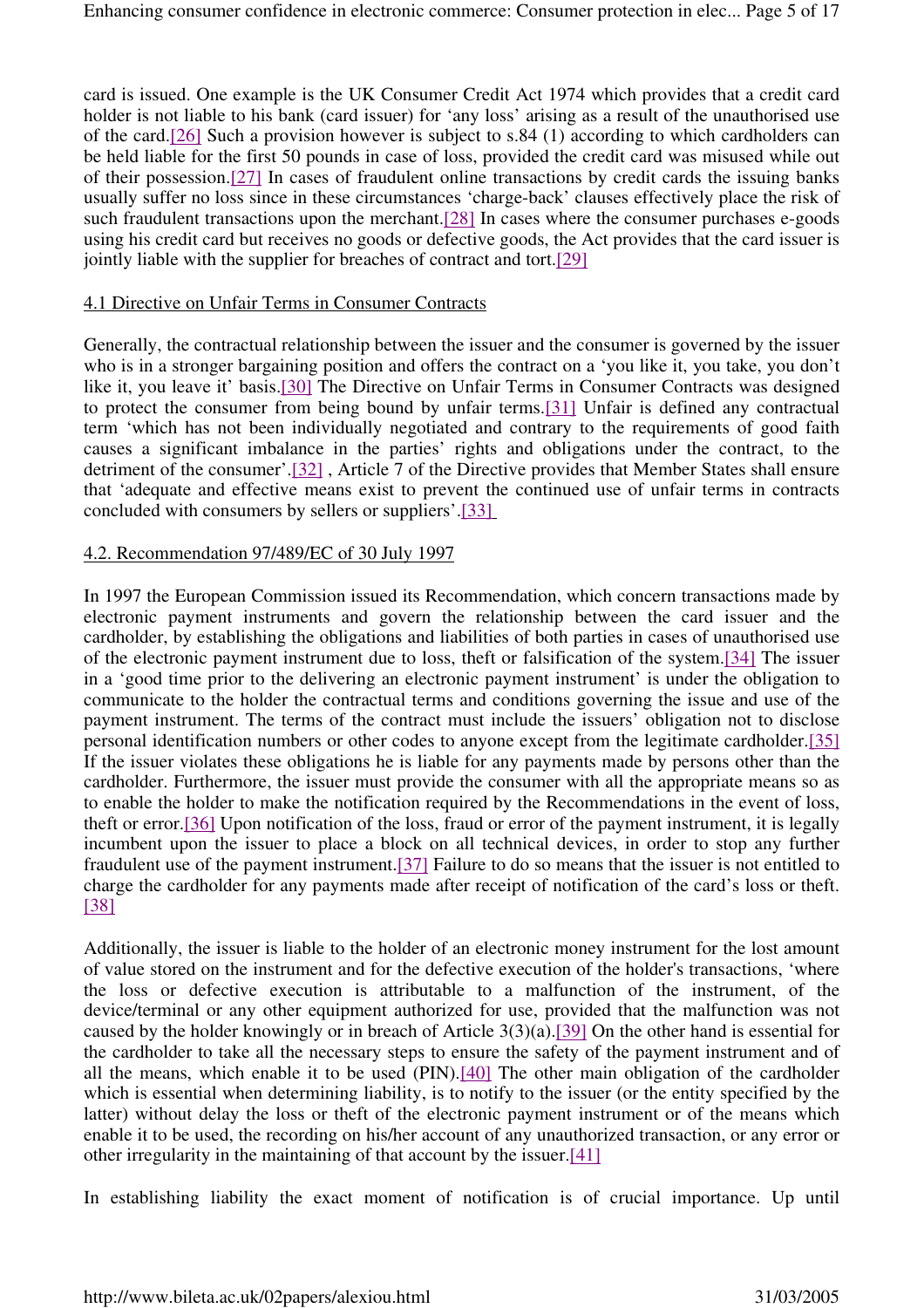card is issued. One example is the UK Consumer Credit Act 1974 which provides that a credit card holder is not liable to his bank (card issuer) for 'any loss' arising as a result of the unauthorised use of the card.[26] Such a provision however is subject to s.84 (1) according to which cardholders can be held liable for the first 50 pounds in case of loss, provided the credit card was misused while out of their possession.[27] In cases of fraudulent online transactions by credit cards the issuing banks usually suffer no loss since in these circumstances 'charge-back' clauses effectively place the risk of such fraudulent transactions upon the merchant.[28] In cases where the consumer purchases e-goods using his credit card but receives no goods or defective goods, the Act provides that the card issuer is jointly liable with the supplier for breaches of contract and tort.[29]

## 4.1 Directive on Unfair Terms in Consumer Contracts

Generally, the contractual relationship between the issuer and the consumer is governed by the issuer who is in a stronger bargaining position and offers the contract on a 'you like it, you take, you don't like it, you leave it' basis.[30] The Directive on Unfair Terms in Consumer Contracts was designed to protect the consumer from being bound by unfair terms.[31] Unfair is defined any contractual term 'which has not been individually negotiated and contrary to the requirements of good faith causes a significant imbalance in the parties' rights and obligations under the contract, to the detriment of the consumer'.[32] , Article 7 of the Directive provides that Member States shall ensure that 'adequate and effective means exist to prevent the continued use of unfair terms in contracts concluded with consumers by sellers or suppliers'.[33]

## 4.2. Recommendation 97/489/EC of 30 July 1997

In 1997 the European Commission issued its Recommendation, which concern transactions made by electronic payment instruments and govern the relationship between the card issuer and the cardholder, by establishing the obligations and liabilities of both parties in cases of unauthorised use of the electronic payment instrument due to loss, theft or falsification of the system.[34] The issuer in a 'good time prior to the delivering an electronic payment instrument' is under the obligation to communicate to the holder the contractual terms and conditions governing the issue and use of the payment instrument. The terms of the contract must include the issuers' obligation not to disclose personal identification numbers or other codes to anyone except from the legitimate cardholder.[35] If the issuer violates these obligations he is liable for any payments made by persons other than the cardholder. Furthermore, the issuer must provide the consumer with all the appropriate means so as to enable the holder to make the notification required by the Recommendations in the event of loss, theft or error.[36] Upon notification of the loss, fraud or error of the payment instrument, it is legally incumbent upon the issuer to place a block on all technical devices, in order to stop any further fraudulent use of the payment instrument.[37] Failure to do so means that the issuer is not entitled to charge the cardholder for any payments made after receipt of notification of the card's loss or theft.[38]

Additionally, the issuer is liable to the holder of an electronic money instrument for the lost amount of value stored on the instrument and for the defective execution of the holder's transactions, 'where the loss or defective execution is attributable to a malfunction of the instrument, of the device/terminal or any other equipment authorized for use, provided that the malfunction was not caused by the holder knowingly or in breach of Article 3(3)(a).[39] On the other hand is essential for the cardholder to take all the necessary steps to ensure the safety of the payment instrument and of all the means, which enable it to be used (PIN).[40] The other main obligation of the cardholder which is essential when determining liability, is to notify to the issuer (or the entity specified by the latter) without delay the loss or theft of the electronic payment instrument or of the means which enable it to be used, the recording on his/her account of any unauthorized transaction, or any error or other irregularity in the maintaining of that account by the issuer.[41]

In establishing liability the exact moment of notification is of crucial importance. Up until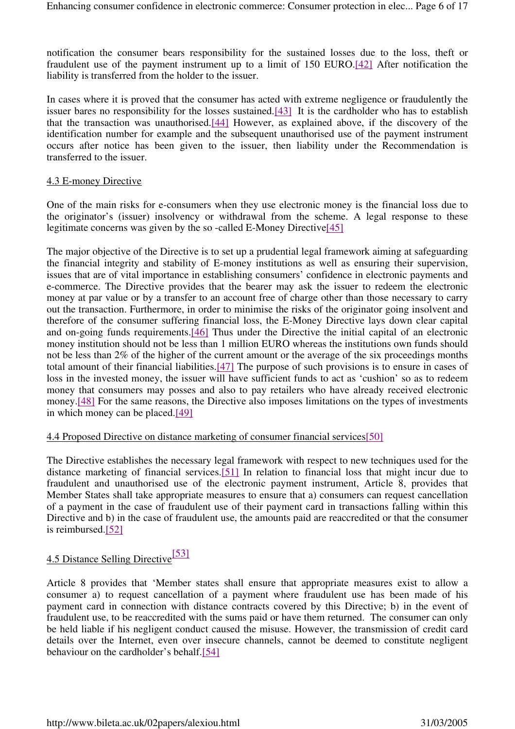notification the consumer bears responsibility for the sustained losses due to the loss, theft or fraudulent use of the payment instrument up to a limit of 150 EURO.[42] After notification the liability is transferred from the holder to the issuer.

In cases where it is proved that the consumer has acted with extreme negligence or fraudulently the issuer bares no responsibility for the losses sustained.[43] It is the cardholder who has to establish that the transaction was unauthorised.[44] However, as explained above, if the discovery of the identification number for example and the subsequent unauthorised use of the payment instrument occurs after notice has been given to the issuer, then liability under the Recommendation is transferred to the issuer.

### 4.3 E-money Directive

One of the main risks for e-consumers when they use electronic money is the financial loss due to the originator's (issuer) insolvency or withdrawal from the scheme. A legal response to these legitimate concerns was given by the so -called E-Money Directive[45]

The major objective of the Directive is to set up a prudential legal framework aiming at safeguarding the financial integrity and stability of E-money institutions as well as ensuring their supervision, issues that are of vital importance in establishing consumers' confidence in electronic payments and e-commerce. The Directive provides that the bearer may ask the issuer to redeem the electronic money at par value or by a transfer to an account free of charge other than those necessary to carry out the transaction. Furthermore, in order to minimise the risks of the originator going insolvent and therefore of the consumer suffering financial loss, the E-Money Directive lays down clear capital and on-going funds requirements.[46] Thus under the Directive the initial capital of an electronic money institution should not be less than 1 million EURO whereas the institutions own funds should not be less than 2% of the higher of the current amount or the average of the six proceedings months total amount of their financial liabilities.[47] The purpose of such provisions is to ensure in cases of loss in the invested money, the issuer will have sufficient funds to act as 'cushion' so as to redeem money that consumers may posses and also to pay retailers who have already received electronic money.[48] For the same reasons, the Directive also imposes limitations on the types of investments in which money can be placed.[49]

### 4.4 Proposed Directive on distance marketing of consumer financial services[50]

The Directive establishes the necessary legal framework with respect to new techniques used for the distance marketing of financial services.[51] In relation to financial loss that might incur due to fraudulent and unauthorised use of the electronic payment instrument, Article 8, provides that Member States shall take appropriate measures to ensure that a) consumers can request cancellation of a payment in the case of fraudulent use of their payment card in transactions falling within this Directive and b) in the case of fraudulent use, the amounts paid are reaccredited or that the consumer is reimbursed.[52]

### 4.5 Distance Selling Directive[53]

Article 8 provides that 'Member states shall ensure that appropriate measures exist to allow a consumer a) to request cancellation of a payment where fraudulent use has been made of his payment card in connection with distance contracts covered by this Directive; b) in the event of fraudulent use, to be reaccredited with the sums paid or have them returned. The consumer can only be held liable if his negligent conduct caused the misuse. However, the transmission of credit card details over the Internet, even over insecure channels, cannot be deemed to constitute negligent behaviour on the cardholder's behalf.[54]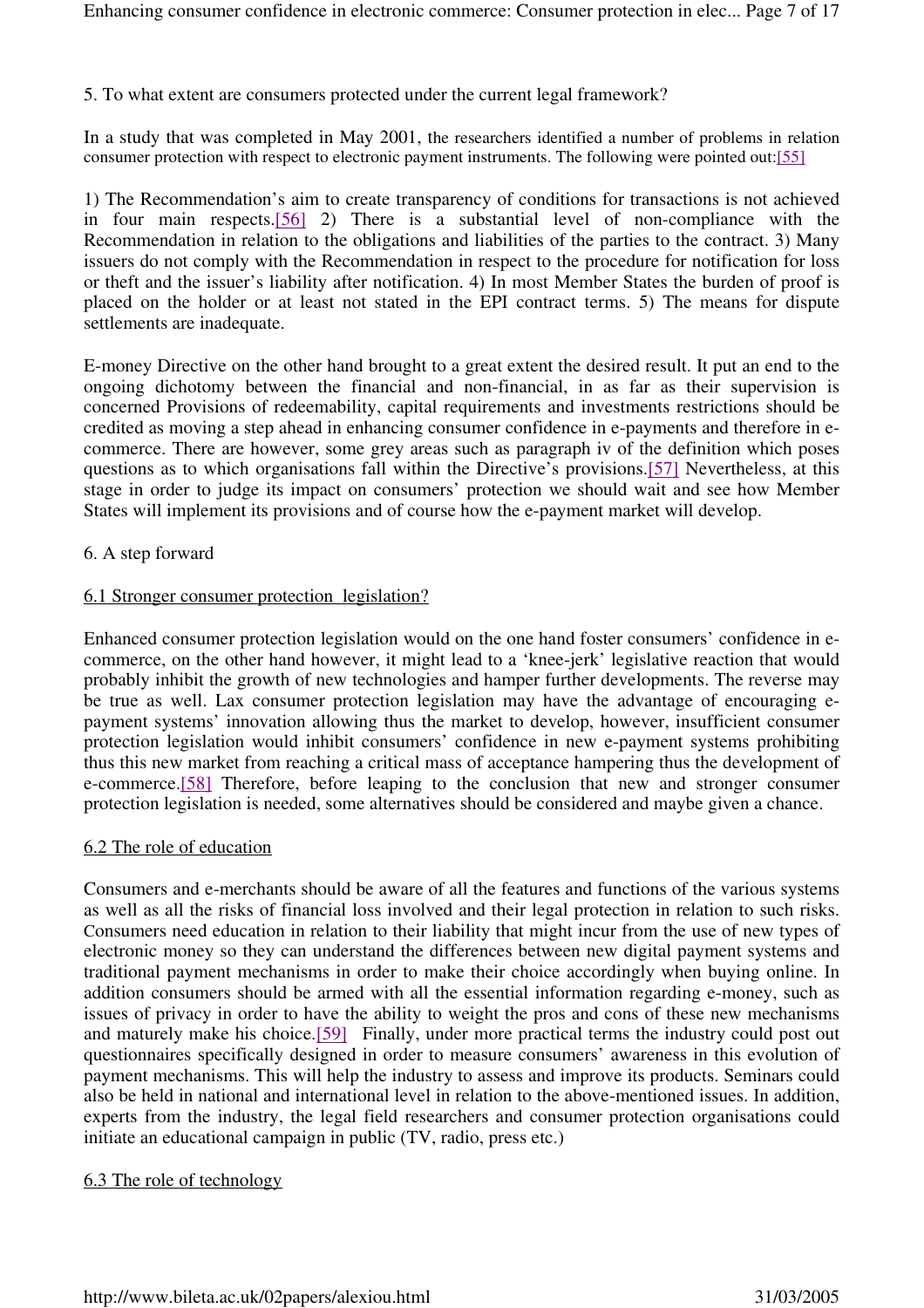5. To what extent are consumers protected under the current legal framework?

In a study that was completed in May 2001, the researchers identified a number of problems in relation consumer protection with respect to electronic payment instruments. The following were pointed out:[55]

1) The Recommendation's aim to create transparency of conditions for transactions is not achieved in four main respects.[56] 2) There is a substantial level of non-compliance with the Recommendation in relation to the obligations and liabilities of the parties to the contract. 3) Many issuers do not comply with the Recommendation in respect to the procedure for notification for loss or theft and the issuer's liability after notification. 4) In most Member States the burden of proof is placed on the holder or at least not stated in the EPI contract terms. 5) The means for dispute settlements are inadequate.

E-money Directive on the other hand brought to a great extent the desired result. It put an end to the ongoing dichotomy between the financial and non-financial, in as far as their supervision is concerned Provisions of redeemability, capital requirements and investments restrictions should be credited as moving a step ahead in enhancing consumer confidence in e-payments and therefore in e-commerce. There are however, some grey areas such as paragraph iv of the definition which poses questions as to which organisations fall within the Directive's provisions.[57] Nevertheless, at this stage in order to judge its impact on consumers' protection we should wait and see how Member States will implement its provisions and of course how the e-payment market will develop.

6. A step forward

6.1 Stronger consumer protection legislation?

Enhanced consumer protection legislation would on the one hand foster consumers' confidence in e-commerce, on the other hand however, it might lead to a 'knee-jerk' legislative reaction that would probably inhibit the growth of new technologies and hamper further developments. The reverse may be true as well. Lax consumer protection legislation may have the advantage of encouraging e-payment systems' innovation allowing thus the market to develop, however, insufficient consumer protection legislation would inhibit consumers' confidence in new e-payment systems prohibiting thus this new market from reaching a critical mass of acceptance hampering thus the development of e-commerce.[58] Therefore, before leaping to the conclusion that new and stronger consumer protection legislation is needed, some alternatives should be considered and maybe given a chance.

6.2 The role of education

Consumers and e-merchants should be aware of all the features and functions of the various systems as well as all the risks of financial loss involved and their legal protection in relation to such risks. Consumers need education in relation to their liability that might incur from the use of new types of electronic money so they can understand the differences between new digital payment systems and traditional payment mechanisms in order to make their choice accordingly when buying online. In addition consumers should be armed with all the essential information regarding e-money, such as issues of privacy in order to have the ability to weight the pros and cons of these new mechanisms and maturely make his choice.[59] Finally, under more practical terms the industry could post out questionnaires specifically designed in order to measure consumers' awareness in this evolution of payment mechanisms. This will help the industry to assess and improve its products. Seminars could also be held in national and international level in relation to the above-mentioned issues. In addition, experts from the industry, the legal field researchers and consumer protection organisations could initiate an educational campaign in public (TV, radio, press etc.)

6.3 The role of technology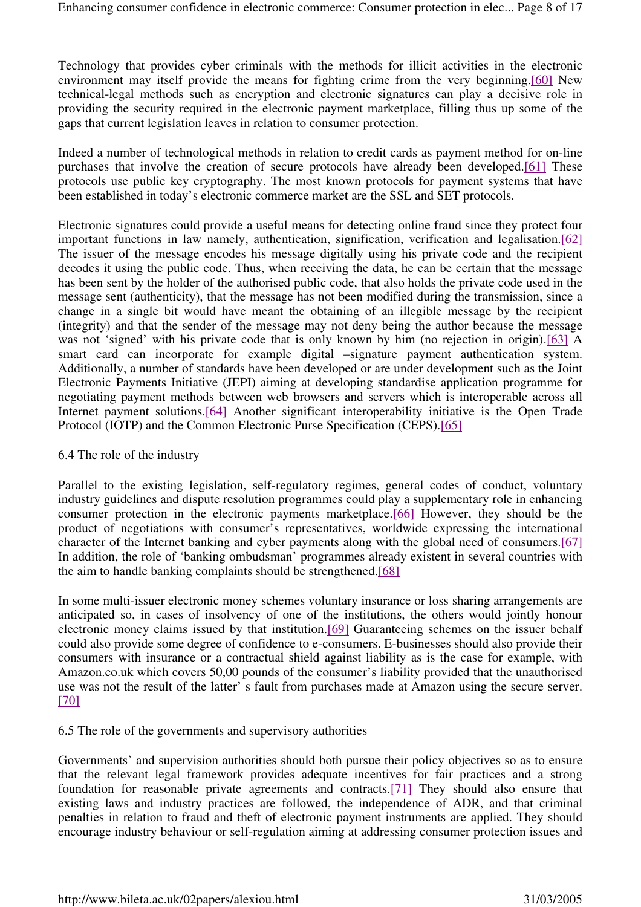Technology that provides cyber criminals with the methods for illicit activities in the electronic environment may itself provide the means for fighting crime from the very beginning.[60] New technical-legal methods such as encryption and electronic signatures can play a decisive role in providing the security required in the electronic payment marketplace, filling thus up some of the gaps that current legislation leaves in relation to consumer protection.

Indeed a number of technological methods in relation to credit cards as payment method for on-line purchases that involve the creation of secure protocols have already been developed.[61] These protocols use public key cryptography. The most known protocols for payment systems that have been established in today's electronic commerce market are the SSL and SET protocols.

Electronic signatures could provide a useful means for detecting online fraud since they protect four important functions in law namely, authentication, signification, verification and legalisation.[62] The issuer of the message encodes his message digitally using his private code and the recipient decodes it using the public code. Thus, when receiving the data, he can be certain that the message has been sent by the holder of the authorised public code, that also holds the private code used in the message sent (authenticity), that the message has not been modified during the transmission, since a change in a single bit would have meant the obtaining of an illegible message by the recipient (integrity) and that the sender of the message may not deny being the author because the message was not 'signed' with his private code that is only known by him (no rejection in origin).[63] A smart card can incorporate for example digital –signature payment authentication system. Additionally, a number of standards have been developed or are under development such as the Joint Electronic Payments Initiative (JEPI) aiming at developing standardise application programme for negotiating payment methods between web browsers and servers which is interoperable across all Internet payment solutions.[64] Another significant interoperability initiative is the Open Trade Protocol (IOTP) and the Common Electronic Purse Specification (CEPS).[65]

## 6.4 The role of the industry

Parallel to the existing legislation, self-regulatory regimes, general codes of conduct, voluntary industry guidelines and dispute resolution programmes could play a supplementary role in enhancing consumer protection in the electronic payments marketplace.[66] However, they should be the product of negotiations with consumer's representatives, worldwide expressing the international character of the Internet banking and cyber payments along with the global need of consumers.[67] In addition, the role of 'banking ombudsman' programmes already existent in several countries with the aim to handle banking complaints should be strengthened.[68]

In some multi-issuer electronic money schemes voluntary insurance or loss sharing arrangements are anticipated so, in cases of insolvency of one of the institutions, the others would jointly honour electronic money claims issued by that institution.[69] Guaranteeing schemes on the issuer behalf could also provide some degree of confidence to e-consumers. E-businesses should also provide their consumers with insurance or a contractual shield against liability as is the case for example, with Amazon.co.uk which covers 50,00 pounds of the consumer's liability provided that the unauthorised use was not the result of the latter' s fault from purchases made at Amazon using the secure server.[70]

## 6.5 The role of the governments and supervisory authorities

Governments' and supervision authorities should both pursue their policy objectives so as to ensure that the relevant legal framework provides adequate incentives for fair practices and a strong foundation for reasonable private agreements and contracts.[71] They should also ensure that existing laws and industry practices are followed, the independence of ADR, and that criminal penalties in relation to fraud and theft of electronic payment instruments are applied. They should encourage industry behaviour or self-regulation aiming at addressing consumer protection issues and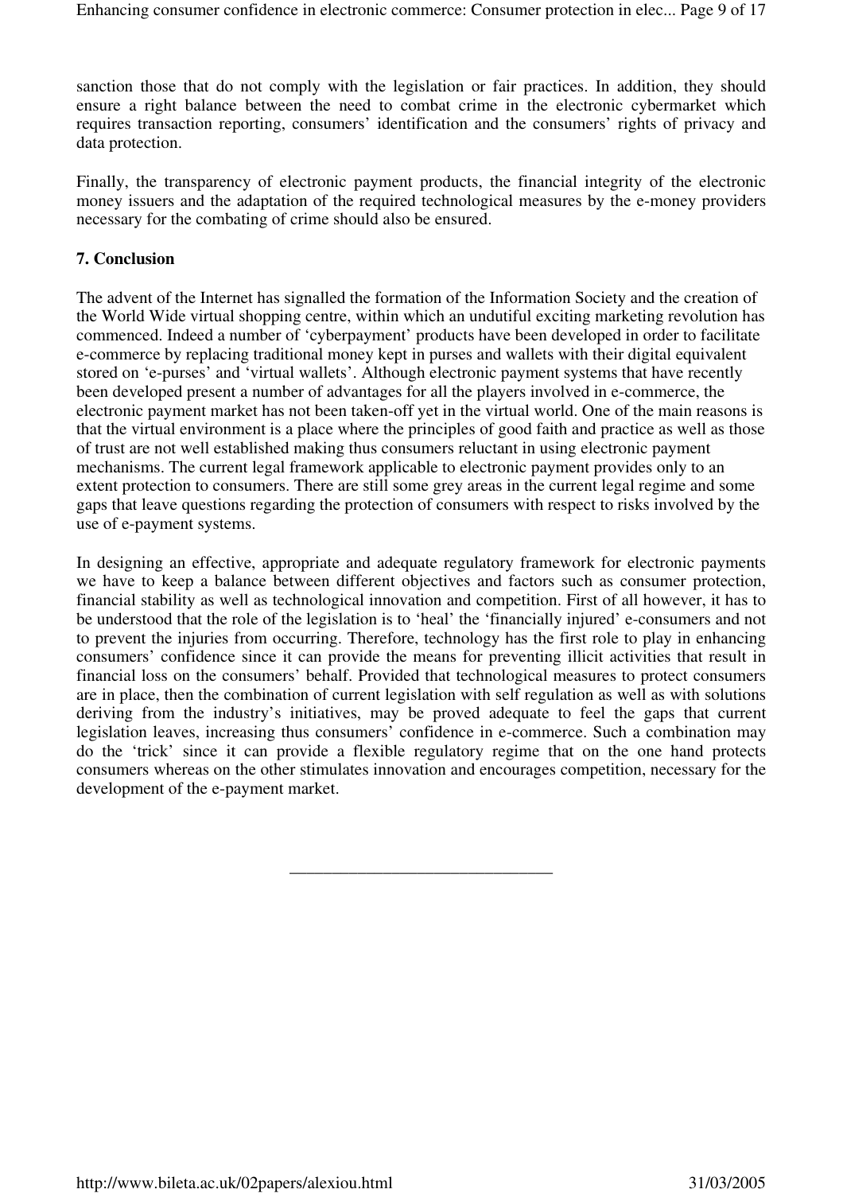sanction those that do not comply with the legislation or fair practices. In addition, they should ensure a right balance between the need to combat crime in the electronic cybermarket which requires transaction reporting, consumers' identification and the consumers' rights of privacy and data protection.

Finally, the transparency of electronic payment products, the financial integrity of the electronic money issuers and the adaptation of the required technological measures by the e-money providers necessary for the combating of crime should also be ensured.

**7. Conclusion**

The advent of the Internet has signalled the formation of the Information Society and the creation of the World Wide virtual shopping centre, within which an undutiful exciting marketing revolution has commenced. Indeed a number of 'cyberpayment' products have been developed in order to facilitate e-commerce by replacing traditional money kept in purses and wallets with their digital equivalent stored on 'e-purses' and 'virtual wallets'. Although electronic payment systems that have recently been developed present a number of advantages for all the players involved in e-commerce, the electronic payment market has not been taken-off yet in the virtual world. One of the main reasons is that the virtual environment is a place where the principles of good faith and practice as well as those of trust are not well established making thus consumers reluctant in using electronic payment mechanisms. The current legal framework applicable to electronic payment provides only to an extent protection to consumers. There are still some grey areas in the current legal regime and some gaps that leave questions regarding the protection of consumers with respect to risks involved by the use of e-payment systems.

In designing an effective, appropriate and adequate regulatory framework for electronic payments we have to keep a balance between different objectives and factors such as consumer protection, financial stability as well as technological innovation and competition. First of all however, it has to be understood that the role of the legislation is to 'heal' the 'financially injured' e-consumers and not to prevent the injuries from occurring. Therefore, technology has the first role to play in enhancing consumers' confidence since it can provide the means for preventing illicit activities that result in financial loss on the consumers' behalf. Provided that technological measures to protect consumers are in place, then the combination of current legislation with self regulation as well as with solutions deriving from the industry's initiatives, may be proved adequate to feel the gaps that current legislation leaves, increasing thus consumers' confidence in e-commerce. Such a combination may do the 'trick' since it can provide a flexible regulatory regime that on the one hand protects consumers whereas on the other stimulates innovation and encourages competition, necessary for the development of the e-payment market.

---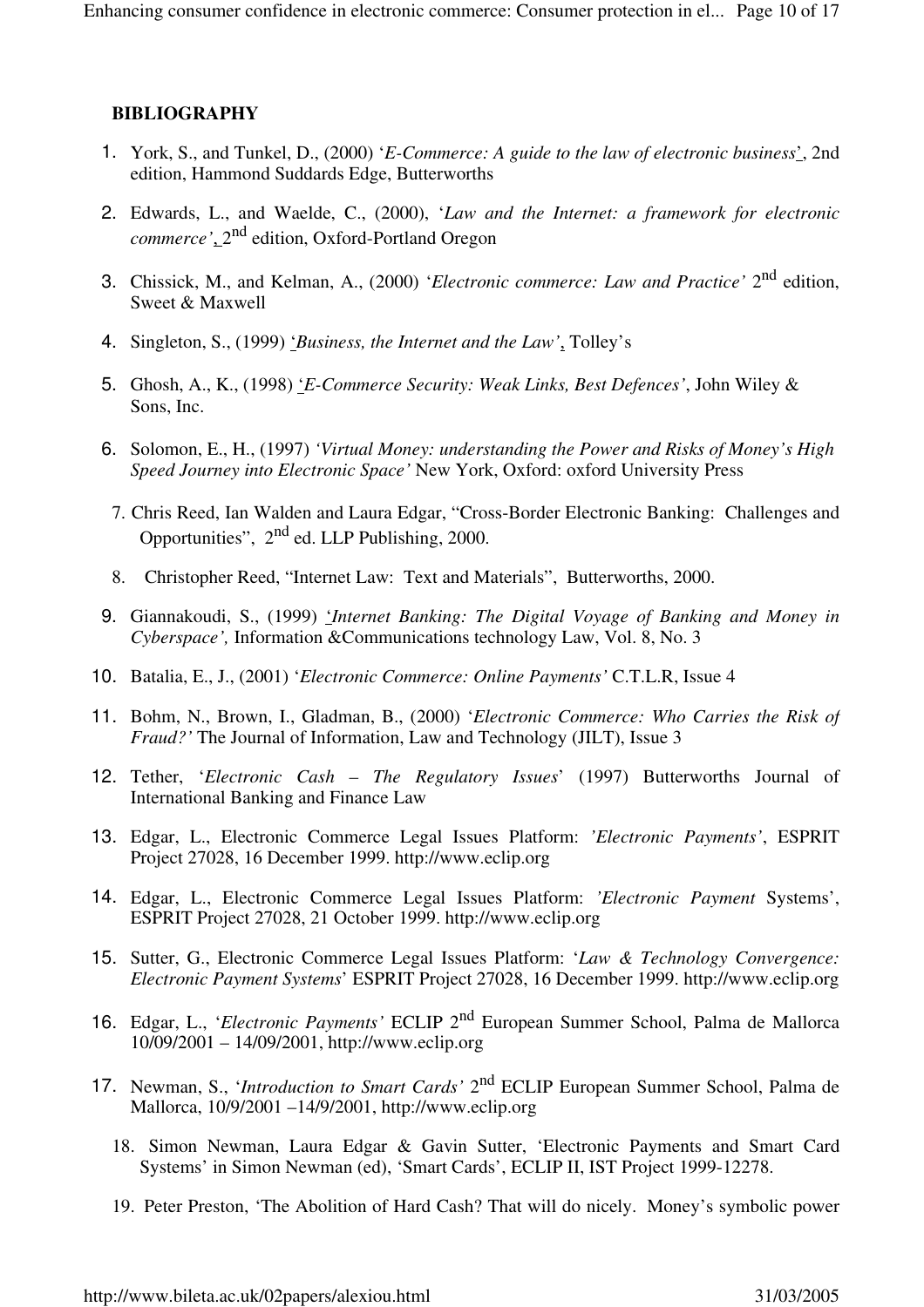**BIBLIOGRAPHY**

1. York, S., and Tunkel, D., (2000) '*E-Commerce: A guide to the law of electronic business*', 2nd edition, Hammond Suddards Edge, Butterworths
2. Edwards, L., and Waelde, C., (2000), '*Law and the Internet: a framework for electronic commerce'*, 2nd edition, Oxford-Portland Oregon
3. Chissick, M., and Kelman, A., (2000) '*Electronic commerce: Law and Practice'* 2nd edition, Sweet & Maxwell
4. Singleton, S., (1999) '*Business, the Internet and the Law'*, Tolley's
5. Ghosh, A., K., (1998) '*E-Commerce Security: Weak Links, Best Defences'*, John Wiley & Sons, Inc.
6. Solomon, E., H., (1997) *'Virtual Money: understanding the Power and Risks of Money's High Speed Journey into Electronic Space'* New York, Oxford: oxford University Press
7. Chris Reed, Ian Walden and Laura Edgar, "Cross-Border Electronic Banking: Challenges and Opportunities", 2nd ed. LLP Publishing, 2000.
8. Christopher Reed, "Internet Law: Text and Materials", Butterworths, 2000.
9. Giannakoudi, S., (1999) *'Internet Banking: The Digital Voyage of Banking and Money in Cyberspace',* Information &Communications technology Law, Vol. 8, No. 3
10. Batalia, E., J., (2001) '*Electronic Commerce: Online Payments'* C.T.L.R, Issue 4
11. Bohm, N., Brown, I., Gladman, B., (2000) '*Electronic Commerce: Who Carries the Risk of Fraud?'* The Journal of Information, Law and Technology (JILT), Issue 3
12. Tether, '*Electronic Cash – The Regulatory Issues*' (1997) Butterworths Journal of International Banking and Finance Law
13. Edgar, L., Electronic Commerce Legal Issues Platform: *'Electronic Payments'*, ESPRIT Project 27028, 16 December 1999. http://www.eclip.org
14. Edgar, L., Electronic Commerce Legal Issues Platform: *'Electronic Payment* Systems', ESPRIT Project 27028, 21 October 1999. http://www.eclip.org
15. Sutter, G., Electronic Commerce Legal Issues Platform: '*Law & Technology Convergence: Electronic Payment Systems*' ESPRIT Project 27028, 16 December 1999. http://www.eclip.org
16. Edgar, L., '*Electronic Payments'* ECLIP 2nd European Summer School, Palma de Mallorca 10/09/2001 – 14/09/2001, http://www.eclip.org
17. Newman, S., '*Introduction to Smart Cards'* 2nd ECLIP European Summer School, Palma de Mallorca, 10/9/2001 –14/9/2001, http://www.eclip.org
18. Simon Newman, Laura Edgar & Gavin Sutter, 'Electronic Payments and Smart Card Systems' in Simon Newman (ed), 'Smart Cards', ECLIP II, IST Project 1999-12278.
19. Peter Preston, 'The Abolition of Hard Cash? That will do nicely. Money's symbolic power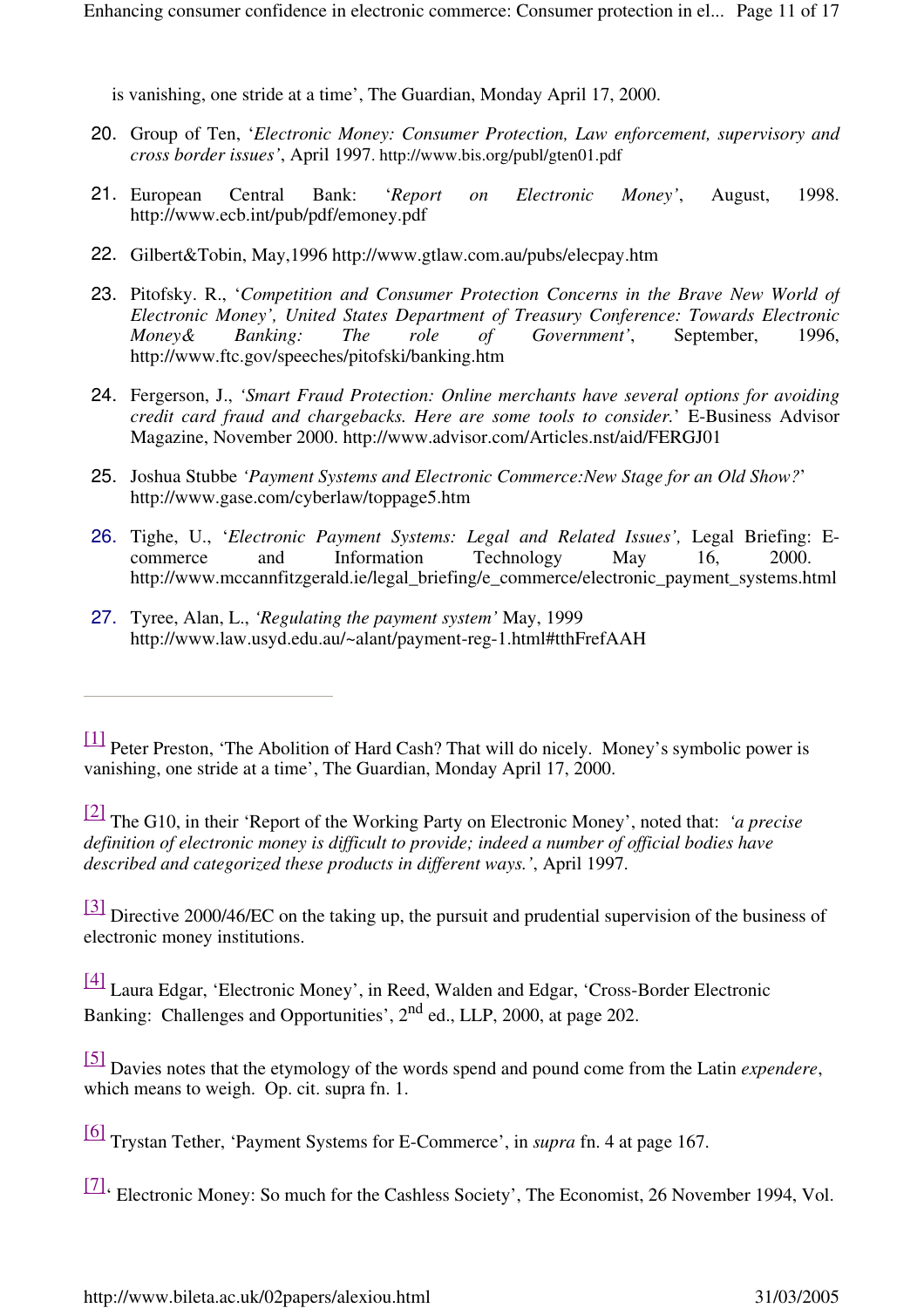is vanishing, one stride at a time', The Guardian, Monday April 17, 2000.

20. Group of Ten, '*Electronic Money: Consumer Protection, Law enforcement, supervisory and cross border issues'*, April 1997. http://www.bis.org/publ/gten01.pdf

21. European Central Bank: '*Report on Electronic Money'*, August, 1998. http://www.ecb.int/pub/pdf/emoney.pdf

22. Gilbert&Tobin, May,1996 http://www.gtlaw.com.au/pubs/elecpay.htm

23. Pitofsky. R., '*Competition and Consumer Protection Concerns in the Brave New World of Electronic Money', United States Department of Treasury Conference: Towards Electronic Money& Banking: The role of Government'*, September, 1996, http://www.ftc.gov/speeches/pitofski/banking.htm

24. Fergerson, J., '*Smart Fraud Protection: Online merchants have several options for avoiding credit card fraud and chargebacks. Here are some tools to consider.*' E-Business Advisor Magazine, November 2000. http://www.advisor.com/Articles.nst/aid/FERGJ01

25. Joshua Stubbe '*Payment Systems and Electronic Commerce:New Stage for an Old Show?*' http://www.gase.com/cyberlaw/toppage5.htm

26. Tighe, U., '*Electronic Payment Systems: Legal and Related Issues',* Legal Briefing: E-commerce and Information Technology May 16, 2000. http://www.mccannfitzgerald.ie/legal_briefing/e_commerce/electronic_payment_systems.html

27. Tyree, Alan, L., '*Regulating the payment system'* May, 1999 http://www.law.usyd.edu.au/~alant/payment-reg-1.html#tthFrefAAH

---

[1] Peter Preston, 'The Abolition of Hard Cash? That will do nicely. Money's symbolic power is vanishing, one stride at a time', The Guardian, Monday April 17, 2000.

[2] The G10, in their 'Report of the Working Party on Electronic Money', noted that: *'a precise definition of electronic money is difficult to provide; indeed a number of official bodies have described and categorized these products in different ways.'*, April 1997.

[3] Directive 2000/46/EC on the taking up, the pursuit and prudential supervision of the business of electronic money institutions.

[4] Laura Edgar, 'Electronic Money', in Reed, Walden and Edgar, 'Cross-Border Electronic Banking: Challenges and Opportunities', 2nd ed., LLP, 2000, at page 202.

[5] Davies notes that the etymology of the words spend and pound come from the Latin *expendere*, which means to weigh. Op. cit. supra fn. 1.

[6] Trystan Tether, 'Payment Systems for E-Commerce', in *supra* fn. 4 at page 167.

[7] 'Electronic Money: So much for the Cashless Society', The Economist, 26 November 1994, Vol.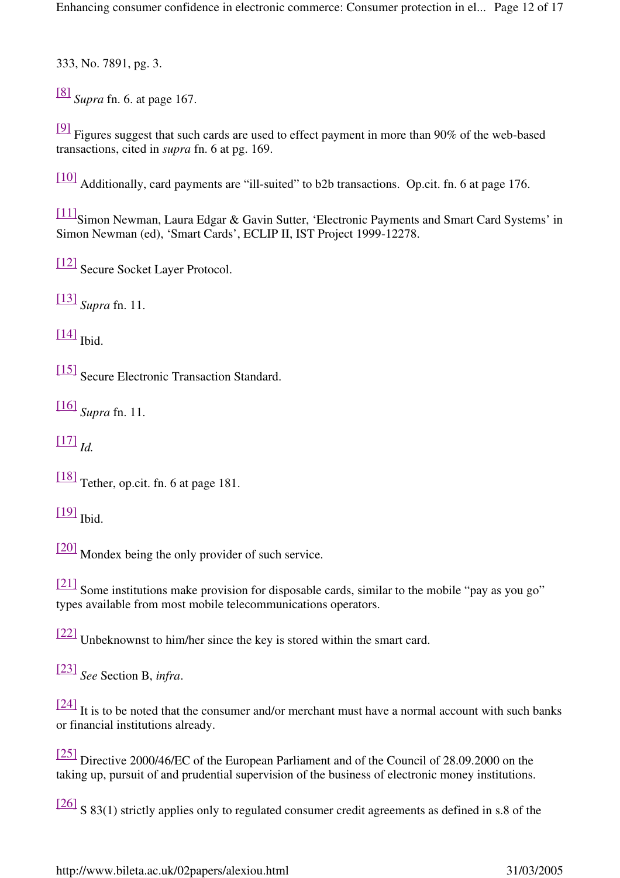333, No. 7891, pg. 3.

[8] *Supra* fn. 6. at page 167.

[9] Figures suggest that such cards are used to effect payment in more than 90% of the web-based transactions, cited in *supra* fn. 6 at pg. 169.

[10] Additionally, card payments are "ill-suited" to b2b transactions. Op.cit. fn. 6 at page 176.

[11] Simon Newman, Laura Edgar & Gavin Sutter, 'Electronic Payments and Smart Card Systems' in Simon Newman (ed), 'Smart Cards', ECLIP II, IST Project 1999-12278.

[12] Secure Socket Layer Protocol.

[13] *Supra* fn. 11.

[14] Ibid.

[15] Secure Electronic Transaction Standard.

[16] *Supra* fn. 11.

[17] *Id.*

[18] Tether, op.cit. fn. 6 at page 181.

[19] Ibid.

[20] Mondex being the only provider of such service.

[21] Some institutions make provision for disposable cards, similar to the mobile "pay as you go" types available from most mobile telecommunications operators.

[22] Unbeknownst to him/her since the key is stored within the smart card.

[23] *See* Section B, *infra*.

[24] It is to be noted that the consumer and/or merchant must have a normal account with such banks or financial institutions already.

[25] Directive 2000/46/EC of the European Parliament and of the Council of 28.09.2000 on the taking up, pursuit of and prudential supervision of the business of electronic money institutions.

[26] S 83(1) strictly applies only to regulated consumer credit agreements as defined in s.8 of the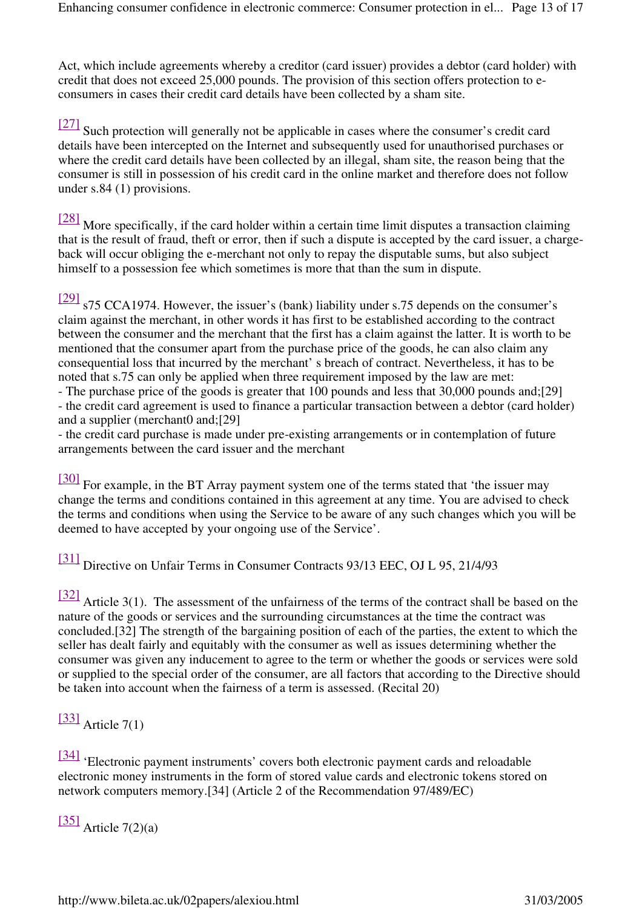Act, which include agreements whereby a creditor (card issuer) provides a debtor (card holder) with credit that does not exceed 25,000 pounds. The provision of this section offers protection to e-consumers in cases their credit card details have been collected by a sham site.

[27] Such protection will generally not be applicable in cases where the consumer's credit card details have been intercepted on the Internet and subsequently used for unauthorised purchases or where the credit card details have been collected by an illegal, sham site, the reason being that the consumer is still in possession of his credit card in the online market and therefore does not follow under s.84 (1) provisions.

[28] More specifically, if the card holder within a certain time limit disputes a transaction claiming that is the result of fraud, theft or error, then if such a dispute is accepted by the card issuer, a charge-back will occur obliging the e-merchant not only to repay the disputable sums, but also subject himself to a possession fee which sometimes is more that than the sum in dispute.

[29] s75 CCA1974. However, the issuer's (bank) liability under s.75 depends on the consumer's claim against the merchant, in other words it has first to be established according to the contract between the consumer and the merchant that the first has a claim against the latter. It is worth to be mentioned that the consumer apart from the purchase price of the goods, he can also claim any consequential loss that incurred by the merchant' s breach of contract. Nevertheless, it has to be noted that s.75 can only be applied when three requirement imposed by the law are met:

- The purchase price of the goods is greater that 100 pounds and less that 30,000 pounds and;[29]
- the credit card agreement is used to finance a particular transaction between a debtor (card holder) and a supplier (merchant0 and;[29]
- the credit card purchase is made under pre-existing arrangements or in contemplation of future arrangements between the card issuer and the merchant

[30] For example, in the BT Array payment system one of the terms stated that 'the issuer may change the terms and conditions contained in this agreement at any time. You are advised to check the terms and conditions when using the Service to be aware of any such changes which you will be deemed to have accepted by your ongoing use of the Service'.

[31] Directive on Unfair Terms in Consumer Contracts 93/13 EEC, OJ L 95, 21/4/93

[32] Article 3(1). The assessment of the unfairness of the terms of the contract shall be based on the nature of the goods or services and the surrounding circumstances at the time the contract was concluded.[32] The strength of the bargaining position of each of the parties, the extent to which the seller has dealt fairly and equitably with the consumer as well as issues determining whether the consumer was given any inducement to agree to the term or whether the goods or services were sold or supplied to the special order of the consumer, are all factors that according to the Directive should be taken into account when the fairness of a term is assessed. (Recital 20)

[33] Article 7(1)

[34] 'Electronic payment instruments' covers both electronic payment cards and reloadable electronic money instruments in the form of stored value cards and electronic tokens stored on network computers memory.[34] (Article 2 of the Recommendation 97/489/EC)

[35] Article 7(2)(a)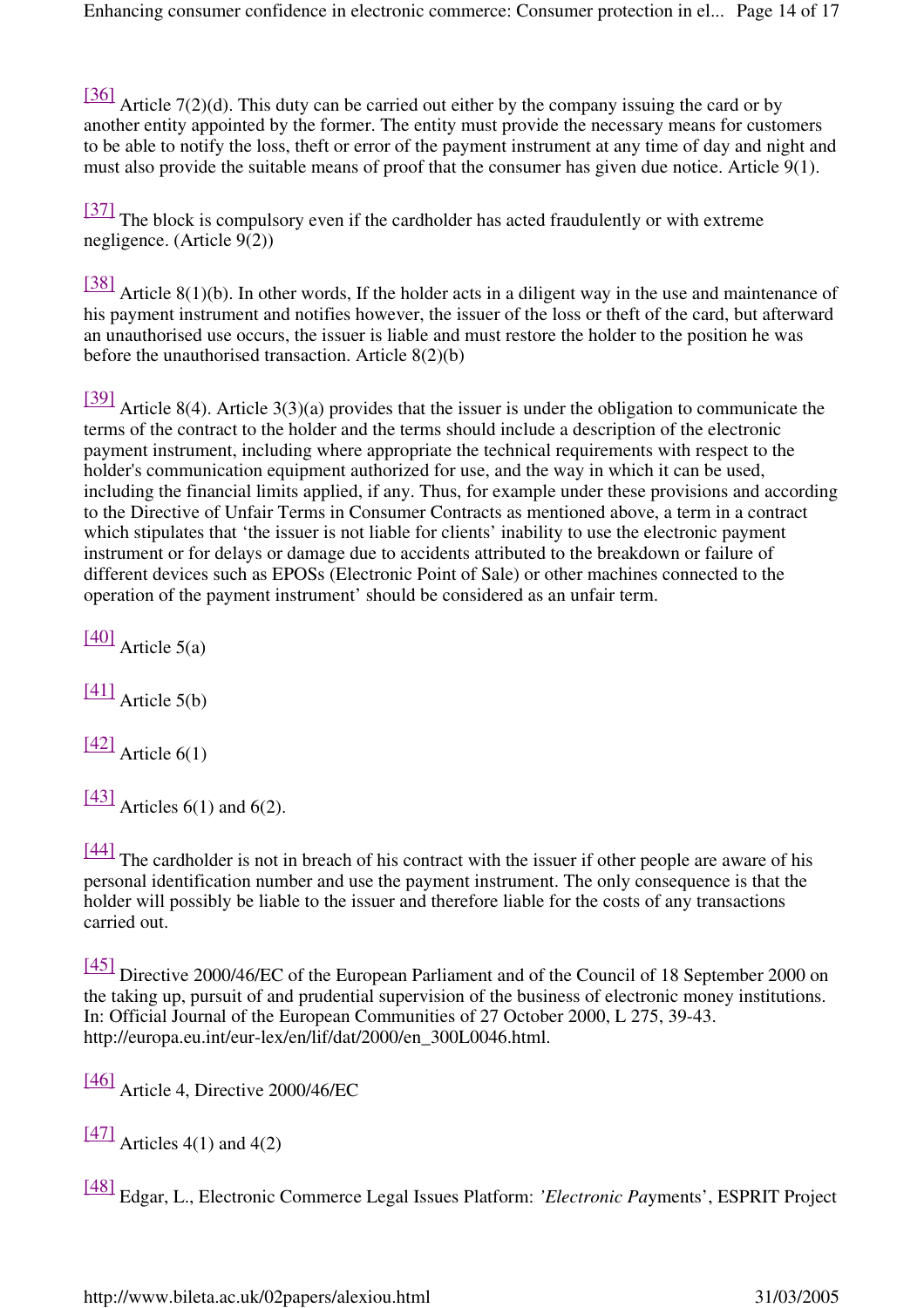[36] Article 7(2)(d). This duty can be carried out either by the company issuing the card or by another entity appointed by the former. The entity must provide the necessary means for customers to be able to notify the loss, theft or error of the payment instrument at any time of day and night and must also provide the suitable means of proof that the consumer has given due notice. Article 9(1).

[37] The block is compulsory even if the cardholder has acted fraudulently or with extreme negligence. (Article 9(2))

[38] Article 8(1)(b). In other words, If the holder acts in a diligent way in the use and maintenance of his payment instrument and notifies however, the issuer of the loss or theft of the card, but afterward an unauthorised use occurs, the issuer is liable and must restore the holder to the position he was before the unauthorised transaction. Article 8(2)(b)

[39] Article 8(4). Article 3(3)(a) provides that the issuer is under the obligation to communicate the terms of the contract to the holder and the terms should include a description of the electronic payment instrument, including where appropriate the technical requirements with respect to the holder's communication equipment authorized for use, and the way in which it can be used, including the financial limits applied, if any. Thus, for example under these provisions and according to the Directive of Unfair Terms in Consumer Contracts as mentioned above, a term in a contract which stipulates that 'the issuer is not liable for clients' inability to use the electronic payment instrument or for delays or damage due to accidents attributed to the breakdown or failure of different devices such as EPOSs (Electronic Point of Sale) or other machines connected to the operation of the payment instrument' should be considered as an unfair term.

[40] Article 5(a)

[41] Article 5(b)

[42] Article 6(1)

[43] Articles 6(1) and 6(2).

[44] The cardholder is not in breach of his contract with the issuer if other people are aware of his personal identification number and use the payment instrument. The only consequence is that the holder will possibly be liable to the issuer and therefore liable for the costs of any transactions carried out.

[45] Directive 2000/46/EC of the European Parliament and of the Council of 18 September 2000 on the taking up, pursuit of and prudential supervision of the business of electronic money institutions. In: Official Journal of the European Communities of 27 October 2000, L 275, 39-43. http://europa.eu.int/eur-lex/en/lif/dat/2000/en_300L0046.html.

[46] Article 4, Directive 2000/46/EC

[47] Articles 4(1) and 4(2)

[48] Edgar, L., Electronic Commerce Legal Issues Platform: *'Electronic Pa*yments', ESPRIT Project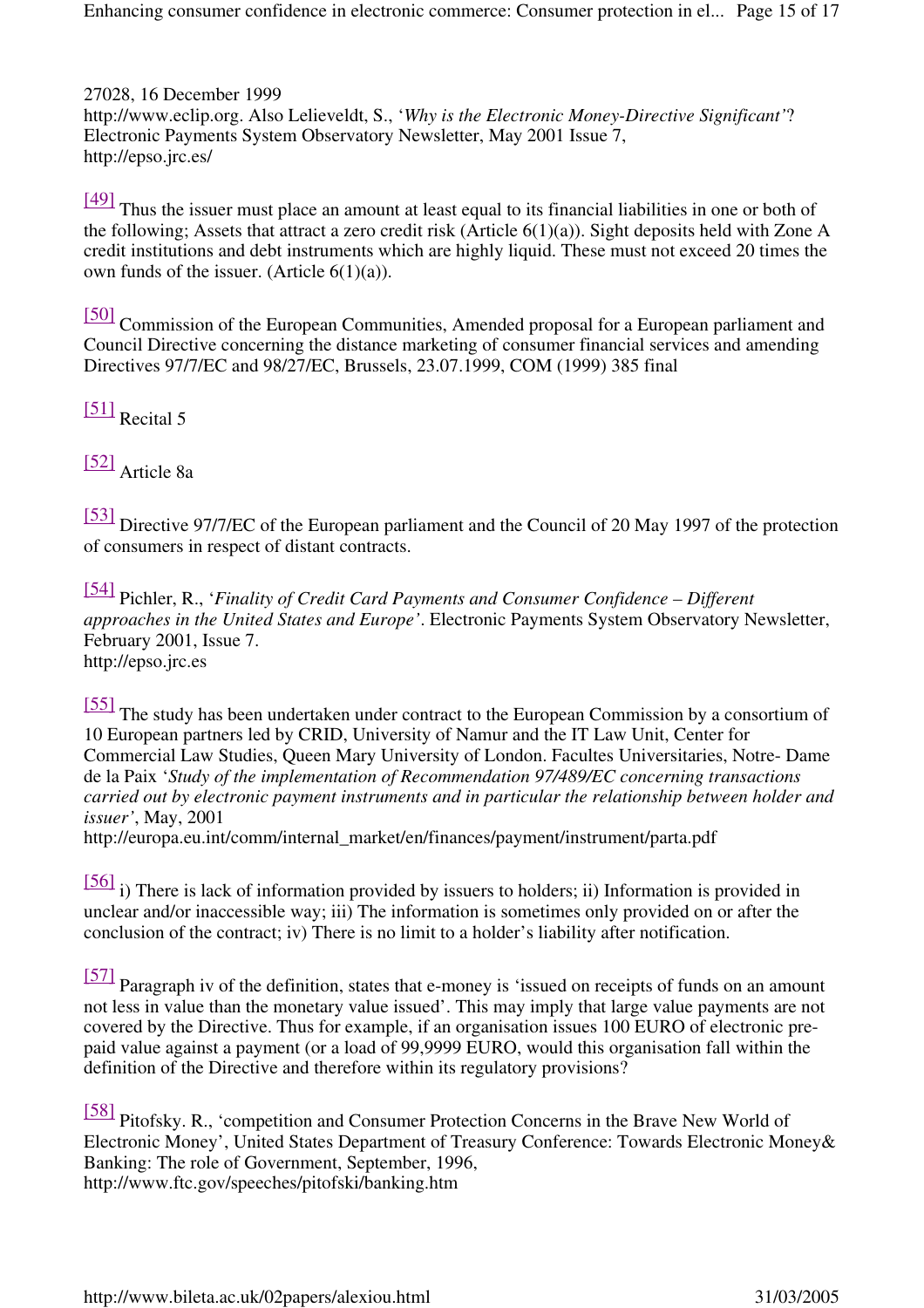27028, 16 December 1999
http://www.eclip.org. Also Lelieveldt, S., '*Why is the Electronic Money-Directive Significant'*? Electronic Payments System Observatory Newsletter, May 2001 Issue 7, http://epso.jrc.es/

[49] Thus the issuer must place an amount at least equal to its financial liabilities in one or both of the following; Assets that attract a zero credit risk (Article 6(1)(a)). Sight deposits held with Zone A credit institutions and debt instruments which are highly liquid. These must not exceed 20 times the own funds of the issuer. (Article 6(1)(a)).

[50] Commission of the European Communities, Amended proposal for a European parliament and Council Directive concerning the distance marketing of consumer financial services and amending Directives 97/7/EC and 98/27/EC, Brussels, 23.07.1999, COM (1999) 385 final

[51] Recital 5

[52] Article 8a

[53] Directive 97/7/EC of the European parliament and the Council of 20 May 1997 of the protection of consumers in respect of distant contracts.

[54] Pichler, R., '*Finality of Credit Card Payments and Consumer Confidence – Different approaches in the United States and Europe'*. Electronic Payments System Observatory Newsletter, February 2001, Issue 7.
http://epso.jrc.es

[55] The study has been undertaken under contract to the European Commission by a consortium of 10 European partners led by CRID, University of Namur and the IT Law Unit, Center for Commercial Law Studies, Queen Mary University of London. Facultes Universitaries, Notre- Dame de la Paix '*Study of the implementation of Recommendation 97/489/EC concerning transactions carried out by electronic payment instruments and in particular the relationship between holder and issuer'*, May, 2001
http://europa.eu.int/comm/internal_market/en/finances/payment/instrument/parta.pdf

[56] i) There is lack of information provided by issuers to holders; ii) Information is provided in unclear and/or inaccessible way; iii) The information is sometimes only provided on or after the conclusion of the contract; iv) There is no limit to a holder's liability after notification.

[57] Paragraph iv of the definition, states that e-money is 'issued on receipts of funds on an amount not less in value than the monetary value issued'. This may imply that large value payments are not covered by the Directive. Thus for example, if an organisation issues 100 EURO of electronic pre-paid value against a payment (or a load of 99,9999 EURO, would this organisation fall within the definition of the Directive and therefore within its regulatory provisions?

[58] Pitofsky. R., 'competition and Consumer Protection Concerns in the Brave New World of Electronic Money', United States Department of Treasury Conference: Towards Electronic Money& Banking: The role of Government, September, 1996,
http://www.ftc.gov/speeches/pitofski/banking.htm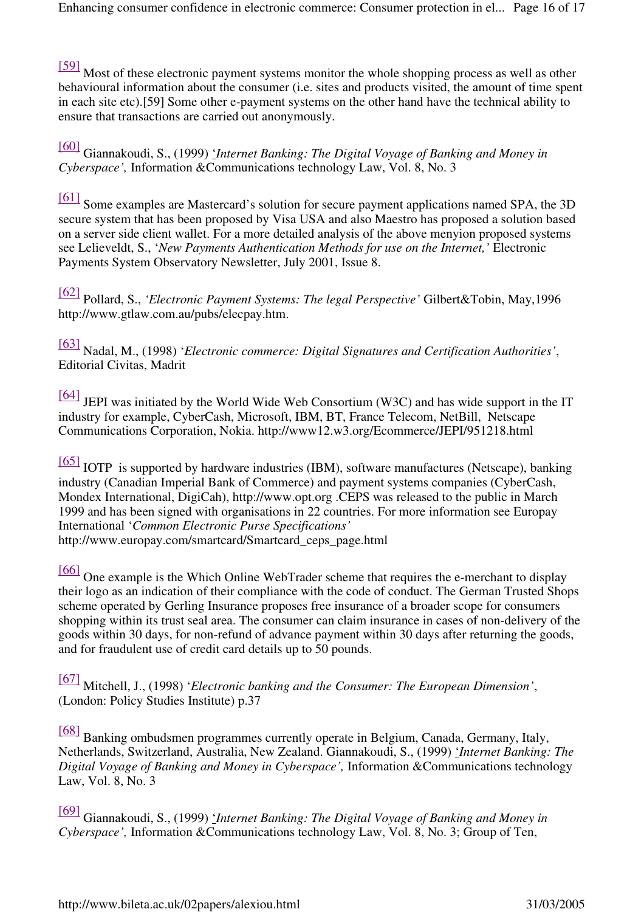[59] Most of these electronic payment systems monitor the whole shopping process as well as other behavioural information about the consumer (i.e. sites and products visited, the amount of time spent in each site etc).[59] Some other e-payment systems on the other hand have the technical ability to ensure that transactions are carried out anonymously.

[60] Giannakoudi, S., (1999) '*Internet Banking: The Digital Voyage of Banking and Money in Cyberspace',* Information &Communications technology Law, Vol. 8, No. 3

[61] Some examples are Mastercard's solution for secure payment applications named SPA, the 3D secure system that has been proposed by Visa USA and also Maestro has proposed a solution based on a server side client wallet. For a more detailed analysis of the above menyion proposed systems see Lelieveldt, S., '*New Payments Authentication Methods for use on the Internet,'* Electronic Payments System Observatory Newsletter, July 2001, Issue 8.

[62] Pollard, S., *'Electronic Payment Systems: The legal Perspective'* Gilbert&Tobin, May,1996 http://www.gtlaw.com.au/pubs/elecpay.htm.

[63] Nadal, M., (1998) '*Electronic commerce: Digital Signatures and Certification Authorities'*, Editorial Civitas, Madrit

[64] JEPI was initiated by the World Wide Web Consortium (W3C) and has wide support in the IT industry for example, CyberCash, Microsoft, IBM, BT, France Telecom, NetBill, Netscape Communications Corporation, Nokia. http://www12.w3.org/Ecommerce/JEPI/951218.html

[65] IOTP is supported by hardware industries (IBM), software manufactures (Netscape), banking industry (Canadian Imperial Bank of Commerce) and payment systems companies (CyberCash, Mondex International, DigiCah), http://www.opt.org .CEPS was released to the public in March 1999 and has been signed with organisations in 22 countries. For more information see Europay International '*Common Electronic Purse Specifications'* http://www.europay.com/smartcard/Smartcard_ceps_page.html

[66] One example is the Which Online WebTrader scheme that requires the e-merchant to display their logo as an indication of their compliance with the code of conduct. The German Trusted Shops scheme operated by Gerling Insurance proposes free insurance of a broader scope for consumers shopping within its trust seal area. The consumer can claim insurance in cases of non-delivery of the goods within 30 days, for non-refund of advance payment within 30 days after returning the goods, and for fraudulent use of credit card details up to 50 pounds.

[67] Mitchell, J., (1998) '*Electronic banking and the Consumer: The European Dimension'*, (London: Policy Studies Institute) p.37

[68] Banking ombudsmen programmes currently operate in Belgium, Canada, Germany, Italy, Netherlands, Switzerland, Australia, New Zealand. Giannakoudi, S., (1999) '*Internet Banking: The Digital Voyage of Banking and Money in Cyberspace',* Information &Communications technology Law, Vol. 8, No. 3

[69] Giannakoudi, S., (1999) '*Internet Banking: The Digital Voyage of Banking and Money in Cyberspace',* Information &Communications technology Law, Vol. 8, No. 3; Group of Ten,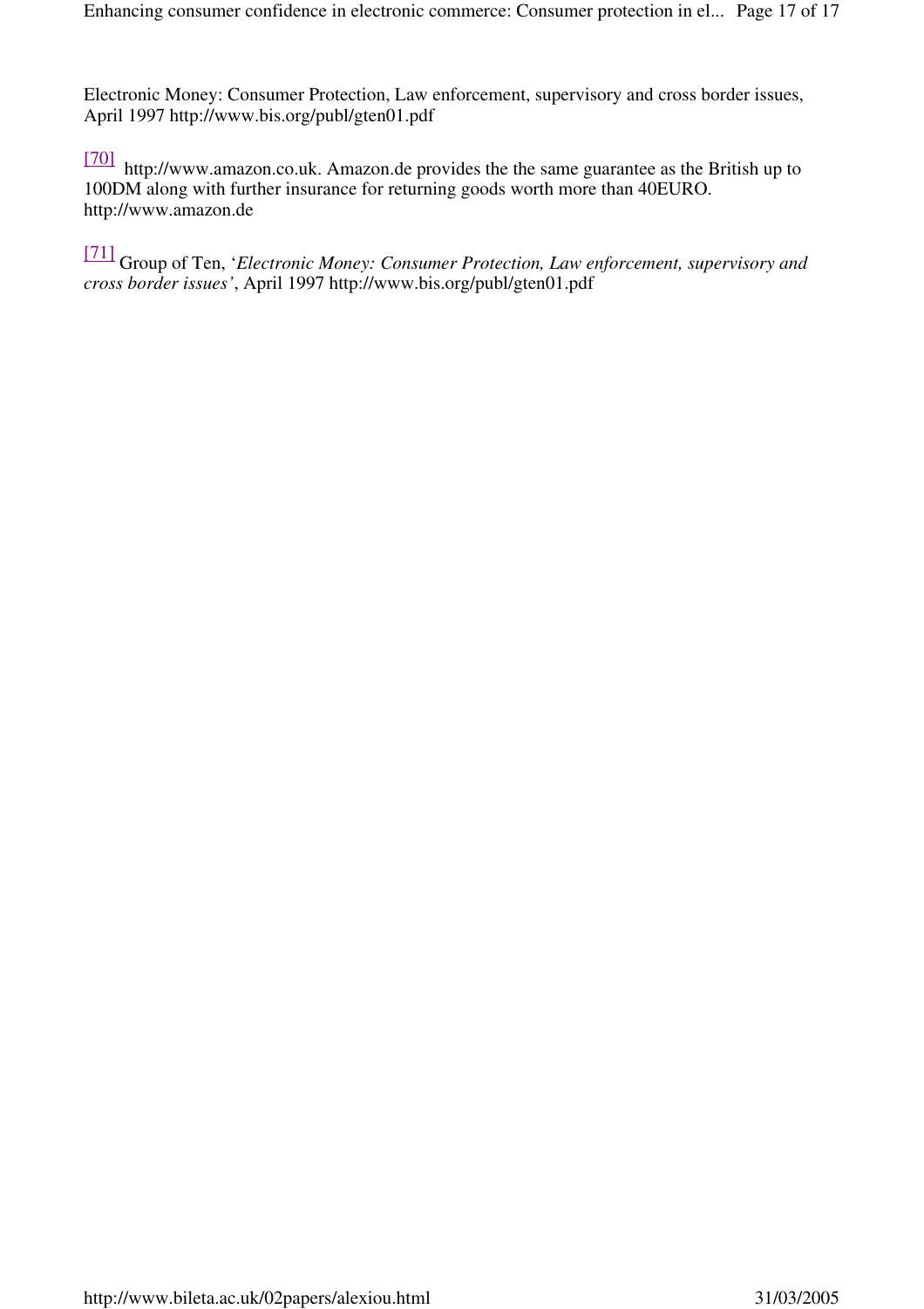Electronic Money: Consumer Protection, Law enforcement, supervisory and cross border issues, April 1997 http://www.bis.org/publ/gten01.pdf

[70] http://www.amazon.co.uk. Amazon.de provides the the same guarantee as the British up to 100DM along with further insurance for returning goods worth more than 40EURO. http://www.amazon.de

[71] Group of Ten, '*Electronic Money: Consumer Protection, Law enforcement, supervisory and cross border issues'*, April 1997 http://www.bis.org/publ/gten01.pdf